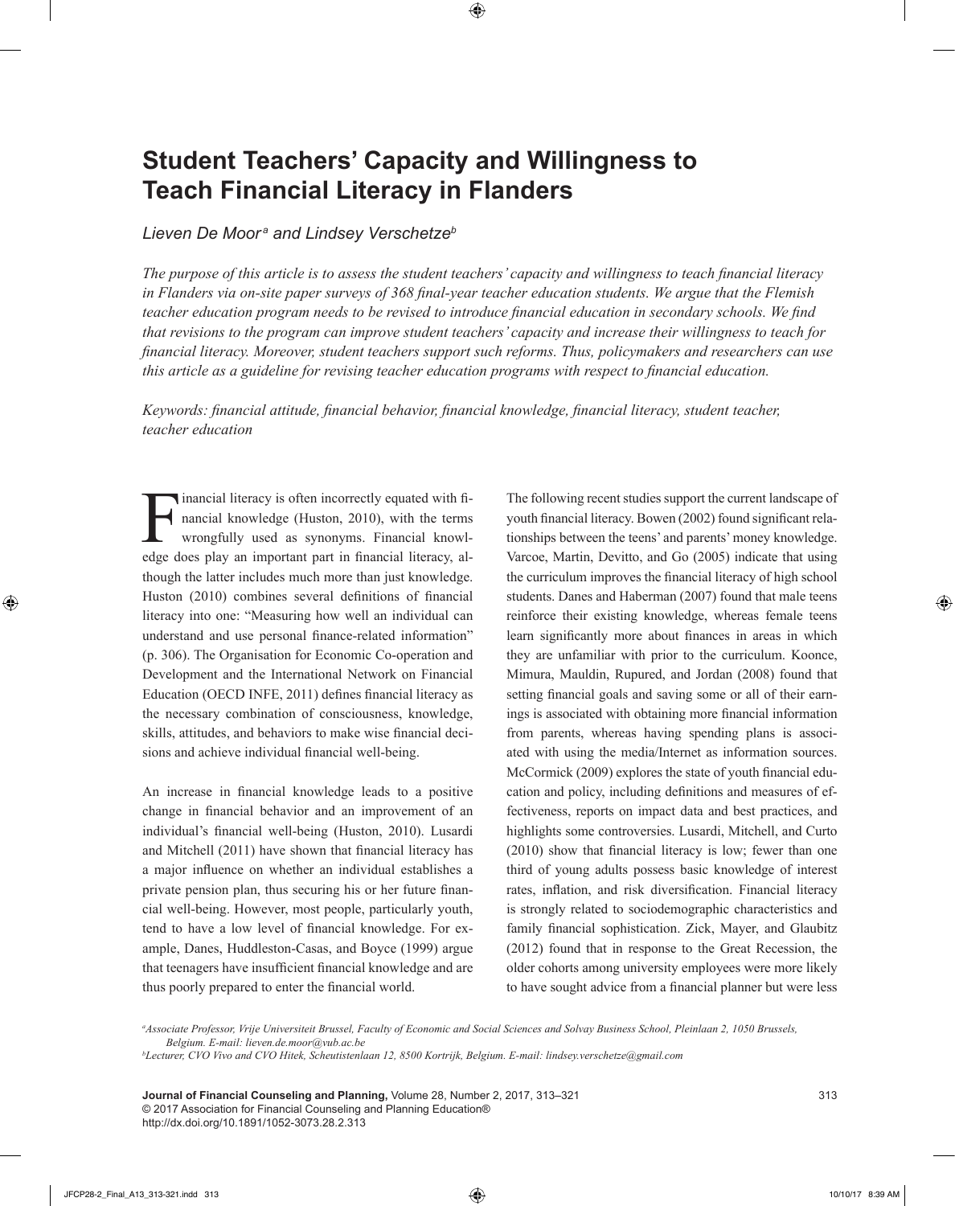# Student Teachers' Capacity and Willingness to Teach Financial Literacy in Flanders

*Lieven De Moor[a] and Lindsey Verschetze[b]*

*The purpose of this article is to assess the student teachers' capacity and willingness to teach financial literacy in Flanders via on-site paper surveys of 368 final-year teacher education students. We argue that the Flemish teacher education program needs to be revised to introduce financial education in secondary schools. We find that revisions to the program can improve student teachers' capacity and increase their willingness to teach for financial literacy. Moreover, student teachers support such reforms. Thus, policymakers and researchers can use this article as a guideline for revising teacher education programs with respect to financial education.*

*Keywords: financial attitude, financial behavior, financial knowledge, financial literacy, student teacher, teacher education*

Financial literacy is often incorrectly equated with financial knowledge (Huston, 2010), with the terms wrongfully used as synonyms. Financial knowledge does play an important part in financial literacy, although the latter includes much more than just knowledge. Huston (2010) combines several definitions of financial literacy into one: "Measuring how well an individual can understand and use personal finance-related information" (p. 306). The Organisation for Economic Co-operation and Development and the International Network on Financial Education (OECD INFE, 2011) defines financial literacy as the necessary combination of consciousness, knowledge, skills, attitudes, and behaviors to make wise financial decisions and achieve individual financial well-being.

An increase in financial knowledge leads to a positive change in financial behavior and an improvement of an individual's financial well-being (Huston, 2010). Lusardi and Mitchell (2011) have shown that financial literacy has a major influence on whether an individual establishes a private pension plan, thus securing his or her future financial well-being. However, most people, particularly youth, tend to have a low level of financial knowledge. For example, Danes, Huddleston-Casas, and Boyce (1999) argue that teenagers have insufficient financial knowledge and are thus poorly prepared to enter the financial world.

The following recent studies support the current landscape of youth financial literacy. Bowen (2002) found significant relationships between the teens' and parents' money knowledge. Varcoe, Martin, Devitto, and Go (2005) indicate that using the curriculum improves the financial literacy of high school students. Danes and Haberman (2007) found that male teens reinforce their existing knowledge, whereas female teens learn significantly more about finances in areas in which they are unfamiliar with prior to the curriculum. Koonce, Mimura, Mauldin, Rupured, and Jordan (2008) found that setting financial goals and saving some or all of their earnings is associated with obtaining more financial information from parents, whereas having spending plans is associated with using the media/Internet as information sources. McCormick (2009) explores the state of youth financial education and policy, including definitions and measures of effectiveness, reports on impact data and best practices, and highlights some controversies. Lusardi, Mitchell, and Curto (2010) show that financial literacy is low; fewer than one third of young adults possess basic knowledge of interest rates, inflation, and risk diversification. Financial literacy is strongly related to sociodemographic characteristics and family financial sophistication. Zick, Mayer, and Glaubitz (2012) found that in response to the Great Recession, the older cohorts among university employees were more likely to have sought advice from a financial planner but were less

[a]Associate Professor, Vrije Universiteit Brussel, Faculty of Economic and Social Sciences and Solvay Business School, Pleinlaan 2, 1050 Brussels, Belgium. E-mail: lieven.de.moor@vub.ac.be

[b]Lecturer, CVO Vivo and CVO Hitek, Scheutistenlaan 12, 8500 Kortrijk, Belgium. E-mail: lindsey.verschetze@gmail.com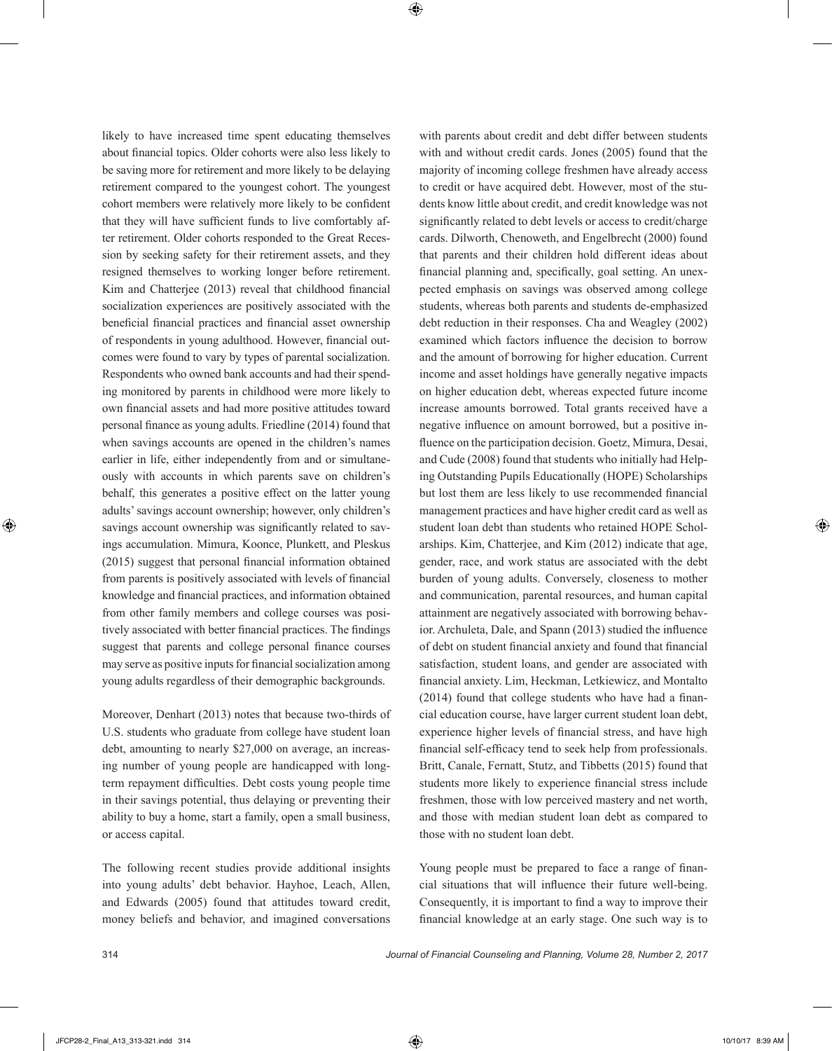likely to have increased time spent educating themselves about financial topics. Older cohorts were also less likely to be saving more for retirement and more likely to be delaying retirement compared to the youngest cohort. The youngest cohort members were relatively more likely to be confident that they will have sufficient funds to live comfortably after retirement. Older cohorts responded to the Great Recession by seeking safety for their retirement assets, and they resigned themselves to working longer before retirement. Kim and Chatterjee (2013) reveal that childhood financial socialization experiences are positively associated with the beneficial financial practices and financial asset ownership of respondents in young adulthood. However, financial outcomes were found to vary by types of parental socialization. Respondents who owned bank accounts and had their spending monitored by parents in childhood were more likely to own financial assets and had more positive attitudes toward personal finance as young adults. Friedline (2014) found that when savings accounts are opened in the children's names earlier in life, either independently from and or simultaneously with accounts in which parents save on children's behalf, this generates a positive effect on the latter young adults' savings account ownership; however, only children's savings account ownership was significantly related to savings accumulation. Mimura, Koonce, Plunkett, and Pleskus (2015) suggest that personal financial information obtained from parents is positively associated with levels of financial knowledge and financial practices, and information obtained from other family members and college courses was positively associated with better financial practices. The findings suggest that parents and college personal finance courses may serve as positive inputs for financial socialization among young adults regardless of their demographic backgrounds.

Moreover, Denhart (2013) notes that because two-thirds of U.S. students who graduate from college have student loan debt, amounting to nearly $27,000 on average, an increasing number of young people are handicapped with long-term repayment difficulties. Debt costs young people time in their savings potential, thus delaying or preventing their ability to buy a home, start a family, open a small business, or access capital.

The following recent studies provide additional insights into young adults' debt behavior. Hayhoe, Leach, Allen, and Edwards (2005) found that attitudes toward credit, money beliefs and behavior, and imagined conversations with parents about credit and debt differ between students with and without credit cards. Jones (2005) found that the majority of incoming college freshmen have already access to credit or have acquired debt. However, most of the students know little about credit, and credit knowledge was not significantly related to debt levels or access to credit/charge cards. Dilworth, Chenoweth, and Engelbrecht (2000) found that parents and their children hold different ideas about financial planning and, specifically, goal setting. An unexpected emphasis on savings was observed among college students, whereas both parents and students de-emphasized debt reduction in their responses. Cha and Weagley (2002) examined which factors influence the decision to borrow and the amount of borrowing for higher education. Current income and asset holdings have generally negative impacts on higher education debt, whereas expected future income increase amounts borrowed. Total grants received have a negative influence on amount borrowed, but a positive influence on the participation decision. Goetz, Mimura, Desai, and Cude (2008) found that students who initially had Helping Outstanding Pupils Educationally (HOPE) Scholarships but lost them are less likely to use recommended financial management practices and have higher credit card as well as student loan debt than students who retained HOPE Scholarships. Kim, Chatterjee, and Kim (2012) indicate that age, gender, race, and work status are associated with the debt burden of young adults. Conversely, closeness to mother and communication, parental resources, and human capital attainment are negatively associated with borrowing behavior. Archuleta, Dale, and Spann (2013) studied the influence of debt on student financial anxiety and found that financial satisfaction, student loans, and gender are associated with financial anxiety. Lim, Heckman, Letkiewicz, and Montalto (2014) found that college students who have had a financial education course, have larger current student loan debt, experience higher levels of financial stress, and have high financial self-efficacy tend to seek help from professionals. Britt, Canale, Fernatt, Stutz, and Tibbetts (2015) found that students more likely to experience financial stress include freshmen, those with low perceived mastery and net worth, and those with median student loan debt as compared to those with no student loan debt.

Young people must be prepared to face a range of financial situations that will influence their future well-being. Consequently, it is important to find a way to improve their financial knowledge at an early stage. One such way is to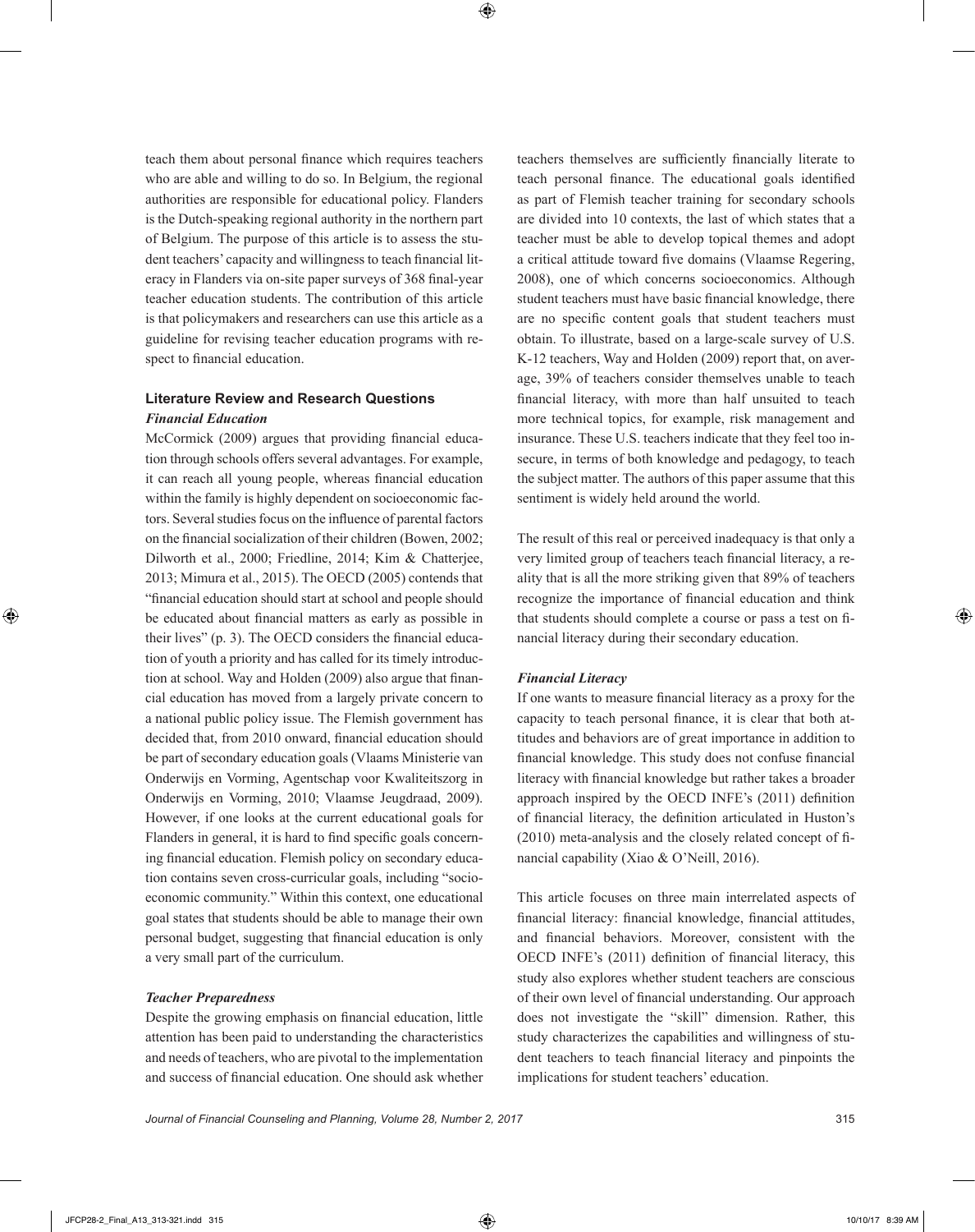teach them about personal finance which requires teachers who are able and willing to do so. In Belgium, the regional authorities are responsible for educational policy. Flanders is the Dutch-speaking regional authority in the northern part of Belgium. The purpose of this article is to assess the student teachers' capacity and willingness to teach financial literacy in Flanders via on-site paper surveys of 368 final-year teacher education students. The contribution of this article is that policymakers and researchers can use this article as a guideline for revising teacher education programs with respect to financial education.

## Literature Review and Research Questions

### *Financial Education*

McCormick (2009) argues that providing financial education through schools offers several advantages. For example, it can reach all young people, whereas financial education within the family is highly dependent on socioeconomic factors. Several studies focus on the influence of parental factors on the financial socialization of their children (Bowen, 2002; Dilworth et al., 2000; Friedline, 2014; Kim & Chatterjee, 2013; Mimura et al., 2015). The OECD (2005) contends that "financial education should start at school and people should be educated about financial matters as early as possible in their lives" (p. 3). The OECD considers the financial education of youth a priority and has called for its timely introduction at school. Way and Holden (2009) also argue that financial education has moved from a largely private concern to a national public policy issue. The Flemish government has decided that, from 2010 onward, financial education should be part of secondary education goals (Vlaams Ministerie van Onderwijs en Vorming, Agentschap voor Kwaliteitszorg in Onderwijs en Vorming, 2010; Vlaamse Jeugdraad, 2009). However, if one looks at the current educational goals for Flanders in general, it is hard to find specific goals concerning financial education. Flemish policy on secondary education contains seven cross-curricular goals, including "socioeconomic community." Within this context, one educational goal states that students should be able to manage their own personal budget, suggesting that financial education is only a very small part of the curriculum.

### *Teacher Preparedness*

Despite the growing emphasis on financial education, little attention has been paid to understanding the characteristics and needs of teachers, who are pivotal to the implementation and success of financial education. One should ask whether teachers themselves are sufficiently financially literate to teach personal finance. The educational goals identified as part of Flemish teacher training for secondary schools are divided into 10 contexts, the last of which states that a teacher must be able to develop topical themes and adopt a critical attitude toward five domains (Vlaamse Regering, 2008), one of which concerns socioeconomics. Although student teachers must have basic financial knowledge, there are no specific content goals that student teachers must obtain. To illustrate, based on a large-scale survey of U.S. K-12 teachers, Way and Holden (2009) report that, on average, 39% of teachers consider themselves unable to teach financial literacy, with more than half unsuited to teach more technical topics, for example, risk management and insurance. These U.S. teachers indicate that they feel too insecure, in terms of both knowledge and pedagogy, to teach the subject matter. The authors of this paper assume that this sentiment is widely held around the world.

The result of this real or perceived inadequacy is that only a very limited group of teachers teach financial literacy, a reality that is all the more striking given that 89% of teachers recognize the importance of financial education and think that students should complete a course or pass a test on financial literacy during their secondary education.

### *Financial Literacy*

If one wants to measure financial literacy as a proxy for the capacity to teach personal finance, it is clear that both attitudes and behaviors are of great importance in addition to financial knowledge. This study does not confuse financial literacy with financial knowledge but rather takes a broader approach inspired by the OECD INFE's (2011) definition of financial literacy, the definition articulated in Huston's (2010) meta-analysis and the closely related concept of financial capability (Xiao & O'Neill, 2016).

This article focuses on three main interrelated aspects of financial literacy: financial knowledge, financial attitudes, and financial behaviors. Moreover, consistent with the OECD INFE's (2011) definition of financial literacy, this study also explores whether student teachers are conscious of their own level of financial understanding. Our approach does not investigate the "skill" dimension. Rather, this study characterizes the capabilities and willingness of student teachers to teach financial literacy and pinpoints the implications for student teachers' education.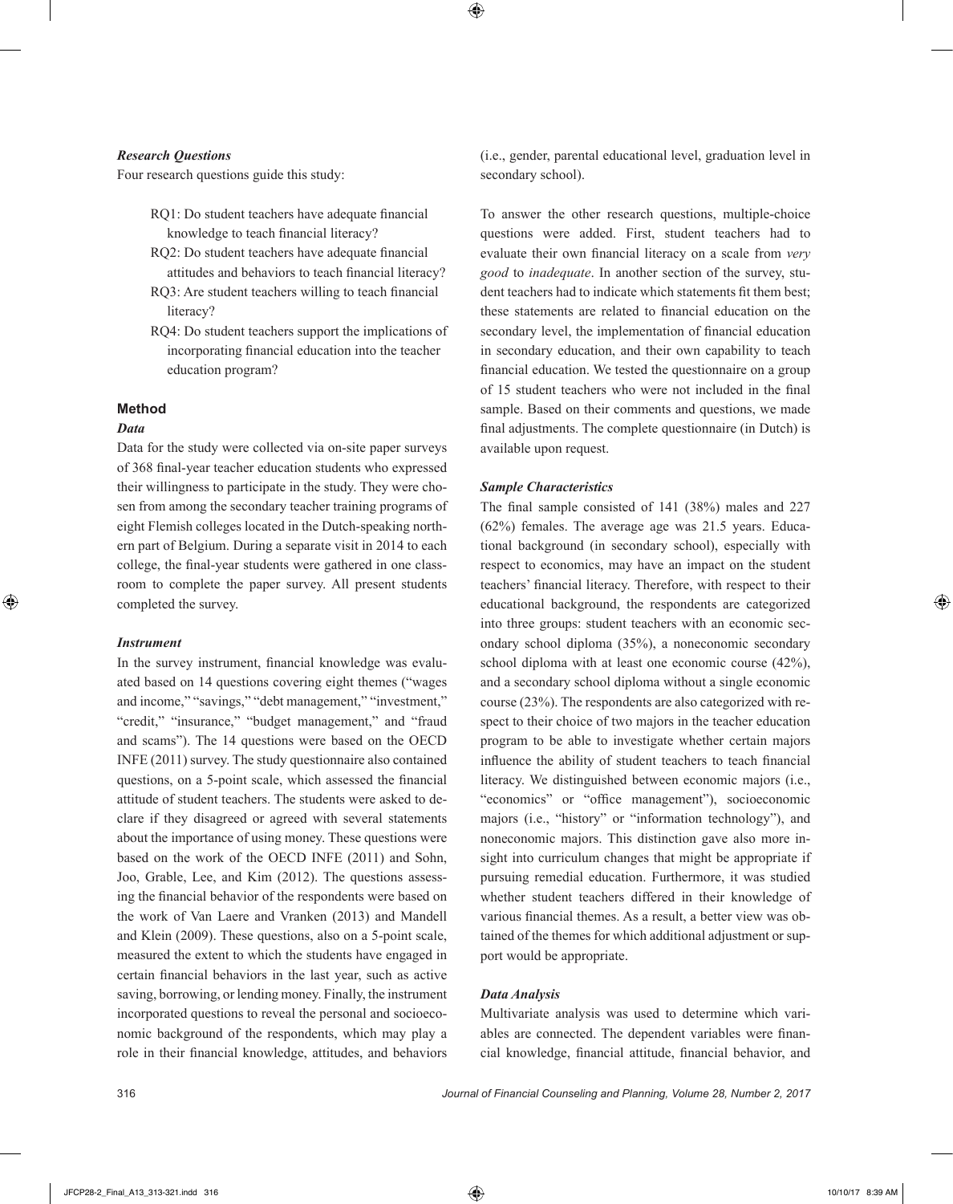### *Research Questions*

Four research questions guide this study:

- RQ1: Do student teachers have adequate financial knowledge to teach financial literacy?
- RQ2: Do student teachers have adequate financial attitudes and behaviors to teach financial literacy?
- RQ3: Are student teachers willing to teach financial literacy?
- RQ4: Do student teachers support the implications of incorporating financial education into the teacher education program?

## Method

### *Data*

Data for the study were collected via on-site paper surveys of 368 final-year teacher education students who expressed their willingness to participate in the study. They were chosen from among the secondary teacher training programs of eight Flemish colleges located in the Dutch-speaking northern part of Belgium. During a separate visit in 2014 to each college, the final-year students were gathered in one classroom to complete the paper survey. All present students completed the survey.

### *Instrument*

In the survey instrument, financial knowledge was evaluated based on 14 questions covering eight themes ("wages and income," "savings," "debt management," "investment," "credit," "insurance," "budget management," and "fraud and scams"). The 14 questions were based on the OECD INFE (2011) survey. The study questionnaire also contained questions, on a 5-point scale, which assessed the financial attitude of student teachers. The students were asked to declare if they disagreed or agreed with several statements about the importance of using money. These questions were based on the work of the OECD INFE (2011) and Sohn, Joo, Grable, Lee, and Kim (2012). The questions assessing the financial behavior of the respondents were based on the work of Van Laere and Vranken (2013) and Mandell and Klein (2009). These questions, also on a 5-point scale, measured the extent to which the students have engaged in certain financial behaviors in the last year, such as active saving, borrowing, or lending money. Finally, the instrument incorporated questions to reveal the personal and socioeconomic background of the respondents, which may play a role in their financial knowledge, attitudes, and behaviors (i.e., gender, parental educational level, graduation level in secondary school).

To answer the other research questions, multiple-choice questions were added. First, student teachers had to evaluate their own financial literacy on a scale from *very good* to *inadequate*. In another section of the survey, student teachers had to indicate which statements fit them best; these statements are related to financial education on the secondary level, the implementation of financial education in secondary education, and their own capability to teach financial education. We tested the questionnaire on a group of 15 student teachers who were not included in the final sample. Based on their comments and questions, we made final adjustments. The complete questionnaire (in Dutch) is available upon request.

### *Sample Characteristics*

The final sample consisted of 141 (38%) males and 227 (62%) females. The average age was 21.5 years. Educational background (in secondary school), especially with respect to economics, may have an impact on the student teachers' financial literacy. Therefore, with respect to their educational background, the respondents are categorized into three groups: student teachers with an economic secondary school diploma (35%), a noneconomic secondary school diploma with at least one economic course (42%), and a secondary school diploma without a single economic course (23%). The respondents are also categorized with respect to their choice of two majors in the teacher education program to be able to investigate whether certain majors influence the ability of student teachers to teach financial literacy. We distinguished between economic majors (i.e., "economics" or "office management"), socioeconomic majors (i.e., "history" or "information technology"), and noneconomic majors. This distinction gave also more insight into curriculum changes that might be appropriate if pursuing remedial education. Furthermore, it was studied whether student teachers differed in their knowledge of various financial themes. As a result, a better view was obtained of the themes for which additional adjustment or support would be appropriate.

### *Data Analysis*

Multivariate analysis was used to determine which variables are connected. The dependent variables were financial knowledge, financial attitude, financial behavior, and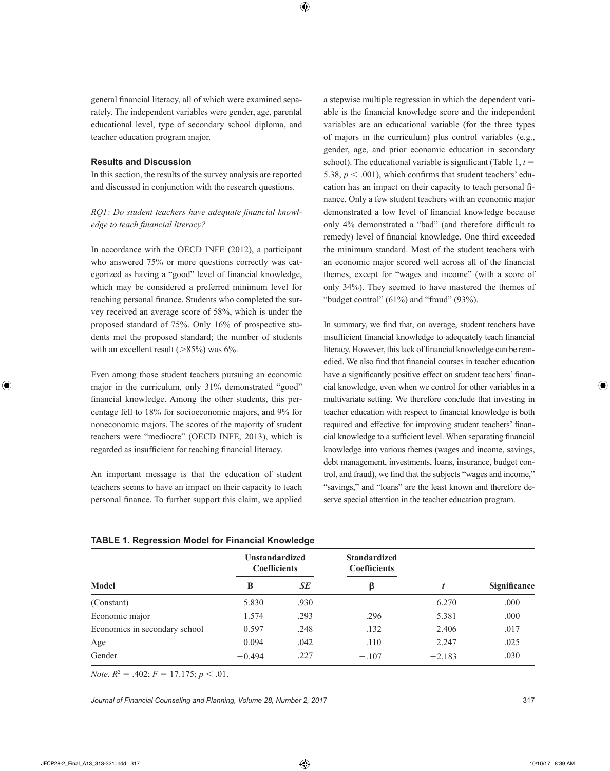general financial literacy, all of which were examined separately. The independent variables were gender, age, parental educational level, type of secondary school diploma, and teacher education program major.

## Results and Discussion

In this section, the results of the survey analysis are reported and discussed in conjunction with the research questions.

*RQ1: Do student teachers have adequate financial knowledge to teach financial literacy?*

In accordance with the OECD INFE (2012), a participant who answered 75% or more questions correctly was categorized as having a "good" level of financial knowledge, which may be considered a preferred minimum level for teaching personal finance. Students who completed the survey received an average score of 58%, which is under the proposed standard of 75%. Only 16% of prospective students met the proposed standard; the number of students with an excellent result (>85%) was 6%.

Even among those student teachers pursuing an economic major in the curriculum, only 31% demonstrated "good" financial knowledge. Among the other students, this percentage fell to 18% for socioeconomic majors, and 9% for noneconomic majors. The scores of the majority of student teachers were "mediocre" (OECD INFE, 2013), which is regarded as insufficient for teaching financial literacy.

An important message is that the education of student teachers seems to have an impact on their capacity to teach personal finance. To further support this claim, we applied a stepwise multiple regression in which the dependent variable is the financial knowledge score and the independent variables are an educational variable (for the three types of majors in the curriculum) plus control variables (e.g., gender, age, and prior economic education in secondary school). The educational variable is significant (Table 1, $t = 5.38$, $p < .001$), which confirms that student teachers' education has an impact on their capacity to teach personal finance. Only a few student teachers with an economic major demonstrated a low level of financial knowledge because only 4% demonstrated a "bad" (and therefore difficult to remedy) level of financial knowledge. One third exceeded the minimum standard. Most of the student teachers with an economic major scored well across all of the financial themes, except for "wages and income" (with a score of only 34%). They seemed to have mastered the themes of "budget control" (61%) and "fraud" (93%).

In summary, we find that, on average, student teachers have insufficient financial knowledge to adequately teach financial literacy. However, this lack of financial knowledge can be remedied. We also find that financial courses in teacher education have a significantly positive effect on student teachers' financial knowledge, even when we control for other variables in a multivariate setting. We therefore conclude that investing in teacher education with respect to financial knowledge is both required and effective for improving student teachers' financial knowledge to a sufficient level. When separating financial knowledge into various themes (wages and income, savings, debt management, investments, loans, insurance, budget control, and fraud), we find that the subjects "wages and income," "savings," and "loans" are the least known and therefore deserve special attention in the teacher education program.

**TABLE 1. Regression Model for Financial Knowledge**

| | Unstandardized Coefficients | | Standardized Coefficients | | |
|---|---|---|---|---|---|
| **Model** | **B** | ***SE*** | **β** | ***t*** | **Significance** |
| (Constant) | 5.830 | .930 | | 6.270 | .000 |
| Economic major | 1.574 | .293 | .296 | 5.381 | .000 |
| Economics in secondary school | 0.597 | .248 | .132 | 2.406 | .017 |
| Age | 0.094 | .042 | .110 | 2.247 | .025 |
| Gender | −0.494 | .227 | −.107 | −2.183 | .030 |

*Note*. $R^2 = .402$; $F = 17.175$; $p < .01$.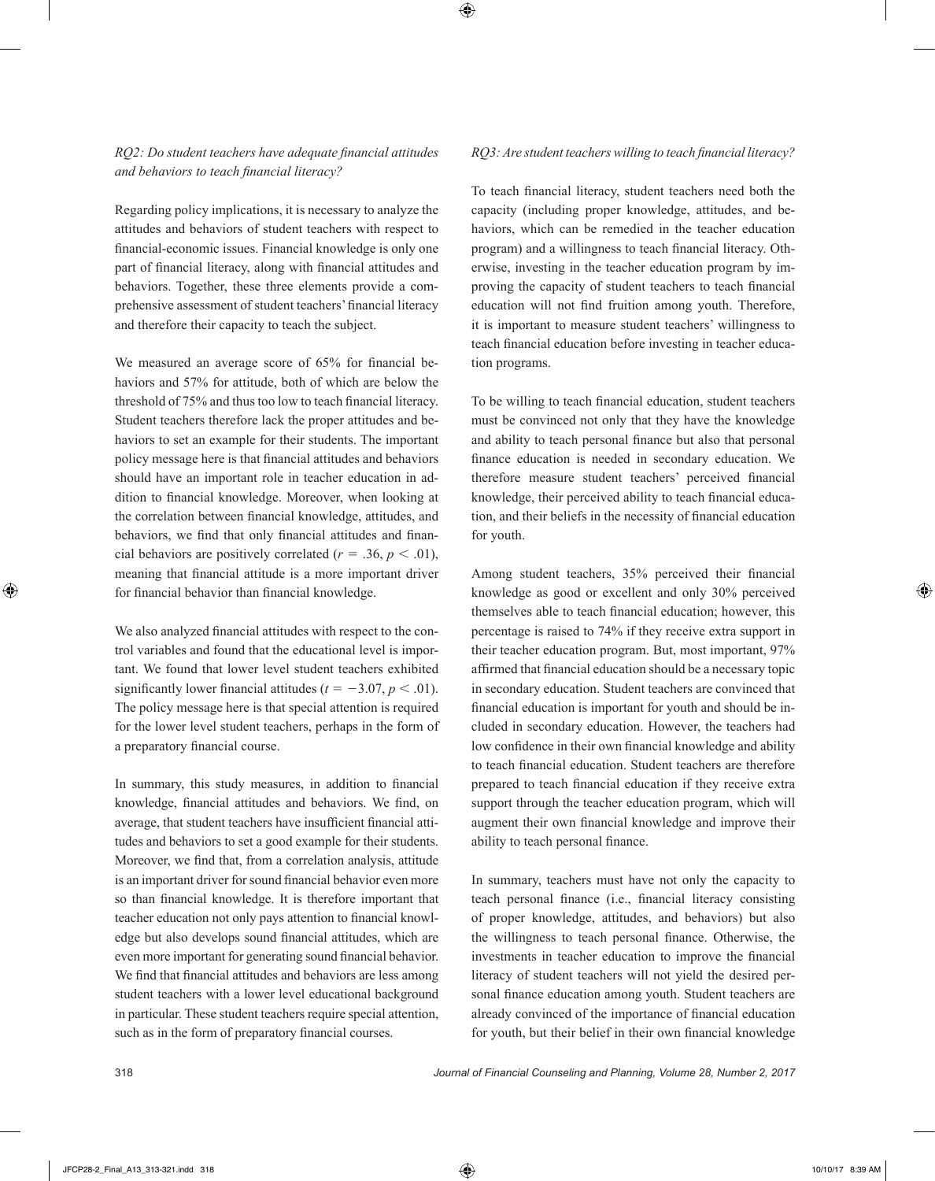*RQ2: Do student teachers have adequate financial attitudes and behaviors to teach financial literacy?*

Regarding policy implications, it is necessary to analyze the attitudes and behaviors of student teachers with respect to financial-economic issues. Financial knowledge is only one part of financial literacy, along with financial attitudes and behaviors. Together, these three elements provide a comprehensive assessment of student teachers' financial literacy and therefore their capacity to teach the subject.

We measured an average score of 65% for financial behaviors and 57% for attitude, both of which are below the threshold of 75% and thus too low to teach financial literacy. Student teachers therefore lack the proper attitudes and behaviors to set an example for their students. The important policy message here is that financial attitudes and behaviors should have an important role in teacher education in addition to financial knowledge. Moreover, when looking at the correlation between financial knowledge, attitudes, and behaviors, we find that only financial attitudes and financial behaviors are positively correlated ($r = .36$, $p < .01$), meaning that financial attitude is a more important driver for financial behavior than financial knowledge.

We also analyzed financial attitudes with respect to the control variables and found that the educational level is important. We found that lower level student teachers exhibited significantly lower financial attitudes ($t = -3.07$, $p < .01$). The policy message here is that special attention is required for the lower level student teachers, perhaps in the form of a preparatory financial course.

In summary, this study measures, in addition to financial knowledge, financial attitudes and behaviors. We find, on average, that student teachers have insufficient financial attitudes and behaviors to set a good example for their students. Moreover, we find that, from a correlation analysis, attitude is an important driver for sound financial behavior even more so than financial knowledge. It is therefore important that teacher education not only pays attention to financial knowledge but also develops sound financial attitudes, which are even more important for generating sound financial behavior. We find that financial attitudes and behaviors are less among student teachers with a lower level educational background in particular. These student teachers require special attention, such as in the form of preparatory financial courses.

*RQ3: Are student teachers willing to teach financial literacy?*

To teach financial literacy, student teachers need both the capacity (including proper knowledge, attitudes, and behaviors, which can be remedied in the teacher education program) and a willingness to teach financial literacy. Otherwise, investing in the teacher education program by improving the capacity of student teachers to teach financial education will not find fruition among youth. Therefore, it is important to measure student teachers' willingness to teach financial education before investing in teacher education programs.

To be willing to teach financial education, student teachers must be convinced not only that they have the knowledge and ability to teach personal finance but also that personal finance education is needed in secondary education. We therefore measure student teachers' perceived financial knowledge, their perceived ability to teach financial education, and their beliefs in the necessity of financial education for youth.

Among student teachers, 35% perceived their financial knowledge as good or excellent and only 30% perceived themselves able to teach financial education; however, this percentage is raised to 74% if they receive extra support in their teacher education program. But, most important, 97% affirmed that financial education should be a necessary topic in secondary education. Student teachers are convinced that financial education is important for youth and should be included in secondary education. However, the teachers had low confidence in their own financial knowledge and ability to teach financial education. Student teachers are therefore prepared to teach financial education if they receive extra support through the teacher education program, which will augment their own financial knowledge and improve their ability to teach personal finance.

In summary, teachers must have not only the capacity to teach personal finance (i.e., financial literacy consisting of proper knowledge, attitudes, and behaviors) but also the willingness to teach personal finance. Otherwise, the investments in teacher education to improve the financial literacy of student teachers will not yield the desired personal finance education among youth. Student teachers are already convinced of the importance of financial education for youth, but their belief in their own financial knowledge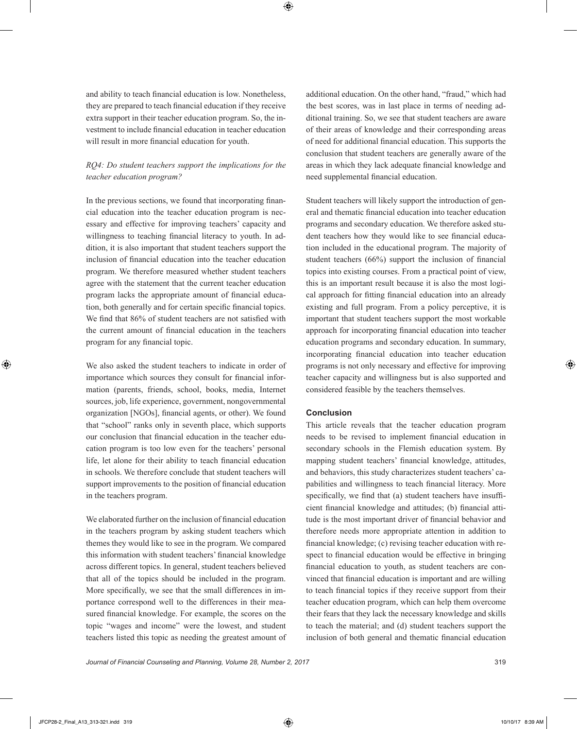and ability to teach financial education is low. Nonetheless, they are prepared to teach financial education if they receive extra support in their teacher education program. So, the investment to include financial education in teacher education will result in more financial education for youth.

*RQ4: Do student teachers support the implications for the teacher education program?*

In the previous sections, we found that incorporating financial education into the teacher education program is necessary and effective for improving teachers' capacity and willingness to teaching financial literacy to youth. In addition, it is also important that student teachers support the inclusion of financial education into the teacher education program. We therefore measured whether student teachers agree with the statement that the current teacher education program lacks the appropriate amount of financial education, both generally and for certain specific financial topics. We find that 86% of student teachers are not satisfied with the current amount of financial education in the teachers program for any financial topic.

We also asked the student teachers to indicate in order of importance which sources they consult for financial information (parents, friends, school, books, media, Internet sources, job, life experience, government, nongovernmental organization [NGOs], financial agents, or other). We found that "school" ranks only in seventh place, which supports our conclusion that financial education in the teacher education program is too low even for the teachers' personal life, let alone for their ability to teach financial education in schools. We therefore conclude that student teachers will support improvements to the position of financial education in the teachers program.

We elaborated further on the inclusion of financial education in the teachers program by asking student teachers which themes they would like to see in the program. We compared this information with student teachers' financial knowledge across different topics. In general, student teachers believed that all of the topics should be included in the program. More specifically, we see that the small differences in importance correspond well to the differences in their measured financial knowledge. For example, the scores on the topic "wages and income" were the lowest, and student teachers listed this topic as needing the greatest amount of additional education. On the other hand, "fraud," which had the best scores, was in last place in terms of needing additional training. So, we see that student teachers are aware of their areas of knowledge and their corresponding areas of need for additional financial education. This supports the conclusion that student teachers are generally aware of the areas in which they lack adequate financial knowledge and need supplemental financial education.

Student teachers will likely support the introduction of general and thematic financial education into teacher education programs and secondary education. We therefore asked student teachers how they would like to see financial education included in the educational program. The majority of student teachers (66%) support the inclusion of financial topics into existing courses. From a practical point of view, this is an important result because it is also the most logical approach for fitting financial education into an already existing and full program. From a policy perceptive, it is important that student teachers support the most workable approach for incorporating financial education into teacher education programs and secondary education. In summary, incorporating financial education into teacher education programs is not only necessary and effective for improving teacher capacity and willingness but is also supported and considered feasible by the teachers themselves.

## Conclusion

This article reveals that the teacher education program needs to be revised to implement financial education in secondary schools in the Flemish education system. By mapping student teachers' financial knowledge, attitudes, and behaviors, this study characterizes student teachers' capabilities and willingness to teach financial literacy. More specifically, we find that (a) student teachers have insufficient financial knowledge and attitudes; (b) financial attitude is the most important driver of financial behavior and therefore needs more appropriate attention in addition to financial knowledge; (c) revising teacher education with respect to financial education would be effective in bringing financial education to youth, as student teachers are convinced that financial education is important and are willing to teach financial topics if they receive support from their teacher education program, which can help them overcome their fears that they lack the necessary knowledge and skills to teach the material; and (d) student teachers support the inclusion of both general and thematic financial education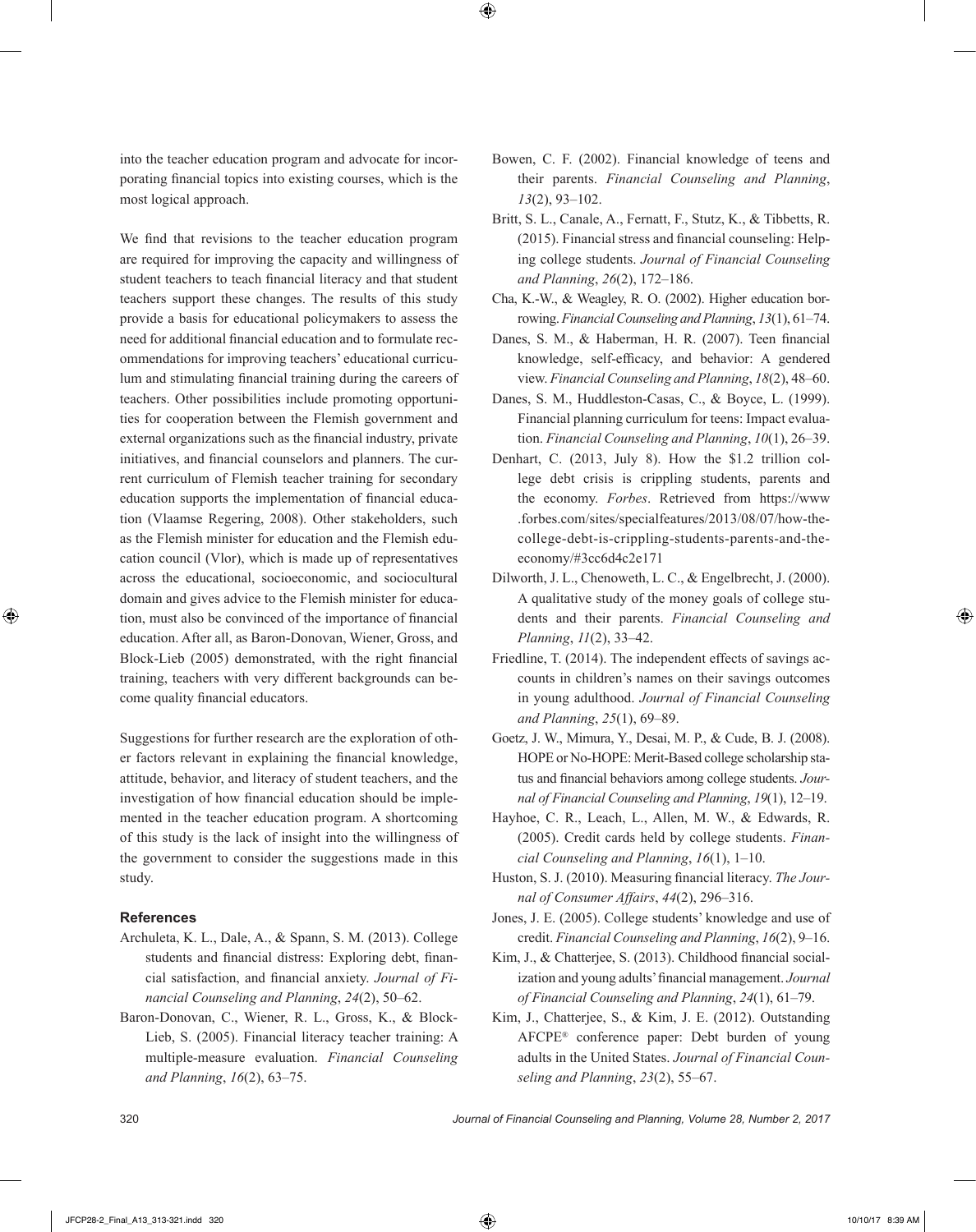into the teacher education program and advocate for incorporating financial topics into existing courses, which is the most logical approach.

We find that revisions to the teacher education program are required for improving the capacity and willingness of student teachers to teach financial literacy and that student teachers support these changes. The results of this study provide a basis for educational policymakers to assess the need for additional financial education and to formulate recommendations for improving teachers' educational curriculum and stimulating financial training during the careers of teachers. Other possibilities include promoting opportunities for cooperation between the Flemish government and external organizations such as the financial industry, private initiatives, and financial counselors and planners. The current curriculum of Flemish teacher training for secondary education supports the implementation of financial education (Vlaamse Regering, 2008). Other stakeholders, such as the Flemish minister for education and the Flemish education council (Vlor), which is made up of representatives across the educational, socioeconomic, and sociocultural domain and gives advice to the Flemish minister for education, must also be convinced of the importance of financial education. After all, as Baron-Donovan, Wiener, Gross, and Block-Lieb (2005) demonstrated, with the right financial training, teachers with very different backgrounds can become quality financial educators.

Suggestions for further research are the exploration of other factors relevant in explaining the financial knowledge, attitude, behavior, and literacy of student teachers, and the investigation of how financial education should be implemented in the teacher education program. A shortcoming of this study is the lack of insight into the willingness of the government to consider the suggestions made in this study.

### References

Archuleta, K. L., Dale, A., & Spann, S. M. (2013). College students and financial distress: Exploring debt, financial satisfaction, and financial anxiety. *Journal of Financial Counseling and Planning*, *24*(2), 50–62.

Baron-Donovan, C., Wiener, R. L., Gross, K., & Block-Lieb, S. (2005). Financial literacy teacher training: A multiple-measure evaluation. *Financial Counseling and Planning*, *16*(2), 63–75.

Bowen, C. F. (2002). Financial knowledge of teens and their parents. *Financial Counseling and Planning*, *13*(2), 93–102.

Britt, S. L., Canale, A., Fernatt, F., Stutz, K., & Tibbetts, R. (2015). Financial stress and financial counseling: Helping college students. *Journal of Financial Counseling and Planning*, *26*(2), 172–186.

Cha, K.-W., & Weagley, R. O. (2002). Higher education borrowing. *Financial Counseling and Planning*, *13*(1), 61–74.

Danes, S. M., & Haberman, H. R. (2007). Teen financial knowledge, self-efficacy, and behavior: A gendered view. *Financial Counseling and Planning*, *18*(2), 48–60.

Danes, S. M., Huddleston-Casas, C., & Boyce, L. (1999). Financial planning curriculum for teens: Impact evaluation. *Financial Counseling and Planning*, *10*(1), 26–39.

Denhart, C. (2013, July 8). How the $1.2 trillion college debt crisis is crippling students, parents and the economy. *Forbes*. Retrieved from https://www.forbes.com/sites/specialfeatures/2013/08/07/how-the-college-debt-is-crippling-students-parents-and-the-economy/#3cc6d4c2e171

Dilworth, J. L., Chenoweth, L. C., & Engelbrecht, J. (2000). A qualitative study of the money goals of college students and their parents. *Financial Counseling and Planning*, *11*(2), 33–42.

Friedline, T. (2014). The independent effects of savings accounts in children's names on their savings outcomes in young adulthood. *Journal of Financial Counseling and Planning*, *25*(1), 69–89.

Goetz, J. W., Mimura, Y., Desai, M. P., & Cude, B. J. (2008). HOPE or No-HOPE: Merit-Based college scholarship status and financial behaviors among college students. *Journal of Financial Counseling and Planning*, *19*(1), 12–19.

Hayhoe, C. R., Leach, L., Allen, M. W., & Edwards, R. (2005). Credit cards held by college students. *Financial Counseling and Planning*, *16*(1), 1–10.

Huston, S. J. (2010). Measuring financial literacy. *The Journal of Consumer Affairs*, *44*(2), 296–316.

Jones, J. E. (2005). College students' knowledge and use of credit. *Financial Counseling and Planning*, *16*(2), 9–16.

Kim, J., & Chatterjee, S. (2013). Childhood financial socialization and young adults' financial management. *Journal of Financial Counseling and Planning*, *24*(1), 61–79.

Kim, J., Chatterjee, S., & Kim, J. E. (2012). Outstanding AFCPE® conference paper: Debt burden of young adults in the United States. *Journal of Financial Counseling and Planning*, *23*(2), 55–67.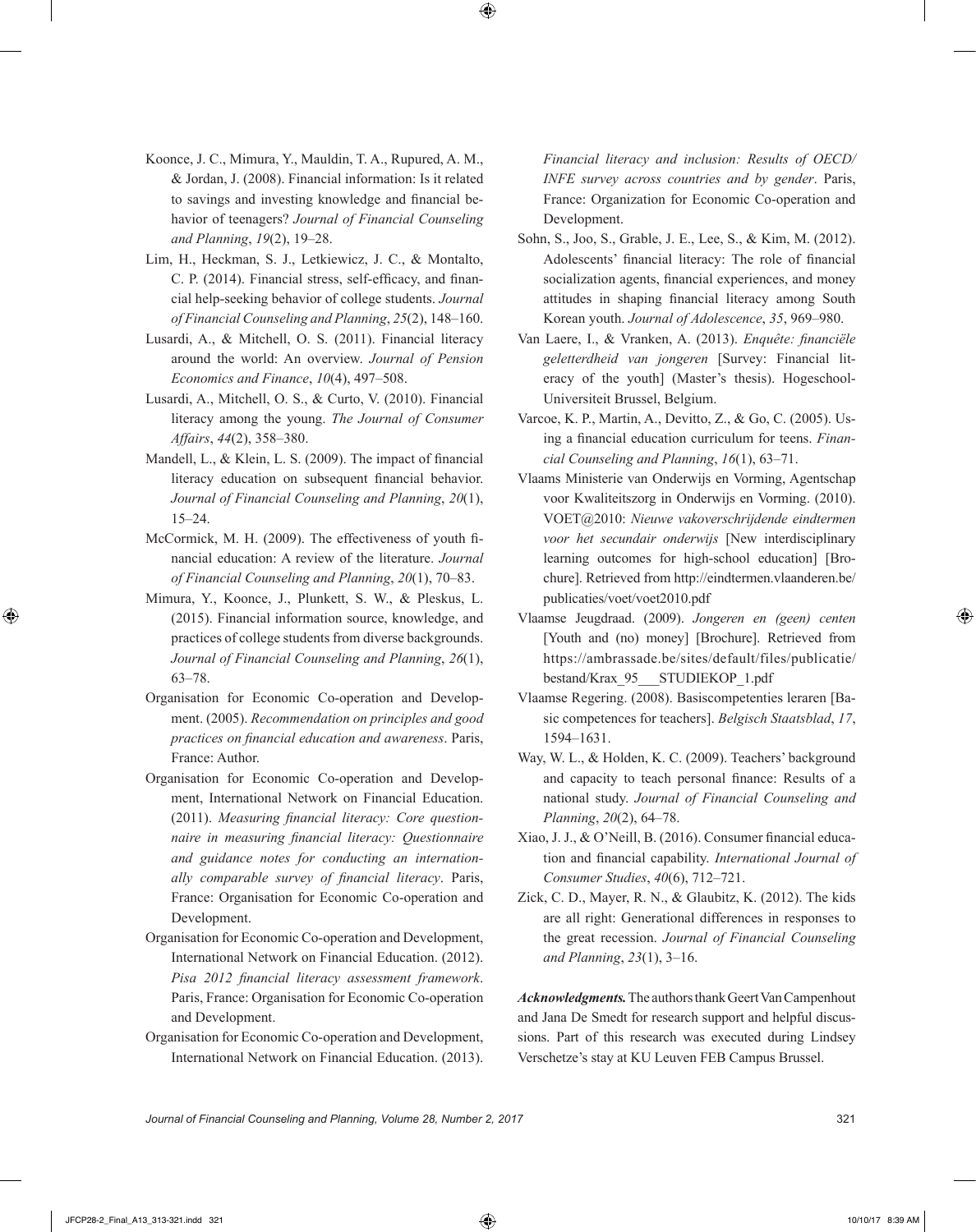Koonce, J. C., Mimura, Y., Mauldin, T. A., Rupured, A. M., & Jordan, J. (2008). Financial information: Is it related to savings and investing knowledge and financial behavior of teenagers? *Journal of Financial Counseling and Planning*, *19*(2), 19–28.

Lim, H., Heckman, S. J., Letkiewicz, J. C., & Montalto, C. P. (2014). Financial stress, self-efficacy, and financial help-seeking behavior of college students. *Journal of Financial Counseling and Planning*, *25*(2), 148–160.

Lusardi, A., & Mitchell, O. S. (2011). Financial literacy around the world: An overview. *Journal of Pension Economics and Finance*, *10*(4), 497–508.

Lusardi, A., Mitchell, O. S., & Curto, V. (2010). Financial literacy among the young. *The Journal of Consumer Affairs*, *44*(2), 358–380.

Mandell, L., & Klein, L. S. (2009). The impact of financial literacy education on subsequent financial behavior. *Journal of Financial Counseling and Planning*, *20*(1), 15–24.

McCormick, M. H. (2009). The effectiveness of youth financial education: A review of the literature. *Journal of Financial Counseling and Planning*, *20*(1), 70–83.

Mimura, Y., Koonce, J., Plunkett, S. W., & Pleskus, L. (2015). Financial information source, knowledge, and practices of college students from diverse backgrounds. *Journal of Financial Counseling and Planning*, *26*(1), 63–78.

Organisation for Economic Co-operation and Development. (2005). *Recommendation on principles and good practices on financial education and awareness*. Paris, France: Author.

Organisation for Economic Co-operation and Development, International Network on Financial Education. (2011). *Measuring financial literacy: Core questionnaire in measuring financial literacy: Questionnaire and guidance notes for conducting an internationally comparable survey of financial literacy*. Paris, France: Organisation for Economic Co-operation and Development.

Organisation for Economic Co-operation and Development, International Network on Financial Education. (2012). *Pisa 2012 financial literacy assessment framework*. Paris, France: Organisation for Economic Co-operation and Development.

Organisation for Economic Co-operation and Development, International Network on Financial Education. (2013). *Financial literacy and inclusion: Results of OECD/INFE survey across countries and by gender*. Paris, France: Organization for Economic Co-operation and Development.

Sohn, S., Joo, S., Grable, J. E., Lee, S., & Kim, M. (2012). Adolescents' financial literacy: The role of financial socialization agents, financial experiences, and money attitudes in shaping financial literacy among South Korean youth. *Journal of Adolescence*, *35*, 969–980.

Van Laere, I., & Vranken, A. (2013). *Enquête: financiële geletterdheid van jongeren* [Survey: Financial literacy of the youth] (Master's thesis). Hogeschool-Universiteit Brussel, Belgium.

Varcoe, K. P., Martin, A., Devitto, Z., & Go, C. (2005). Using a financial education curriculum for teens. *Financial Counseling and Planning*, *16*(1), 63–71.

Vlaams Ministerie van Onderwijs en Vorming, Agentschap voor Kwaliteitszorg in Onderwijs en Vorming. (2010). VOET@2010: *Nieuwe vakoverschrijdende eindtermen voor het secundair onderwijs* [New interdisciplinary learning outcomes for high-school education] [Brochure]. Retrieved from http://eindtermen.vlaanderen.be/publicaties/voet/voet2010.pdf

Vlaamse Jeugdraad. (2009). *Jongeren en (geen) centen* [Youth and (no) money] [Brochure]. Retrieved from https://ambrassade.be/sites/default/files/publicatie/bestand/Krax_95___STUDIEKOP_1.pdf

Vlaamse Regering. (2008). Basiscompetenties leraren [Basic competences for teachers]. *Belgisch Staatsblad*, *17*, 1594–1631.

Way, W. L., & Holden, K. C. (2009). Teachers' background and capacity to teach personal finance: Results of a national study. *Journal of Financial Counseling and Planning*, *20*(2), 64–78.

Xiao, J. J., & O'Neill, B. (2016). Consumer financial education and financial capability. *International Journal of Consumer Studies*, *40*(6), 712–721.

Zick, C. D., Mayer, R. N., & Glaubitz, K. (2012). The kids are all right: Generational differences in responses to the great recession. *Journal of Financial Counseling and Planning*, *23*(1), 3–16.

***Acknowledgments.*** The authors thank Geert Van Campenhout and Jana De Smedt for research support and helpful discussions. Part of this research was executed during Lindsey Verschetze's stay at KU Leuven FEB Campus Brussel.